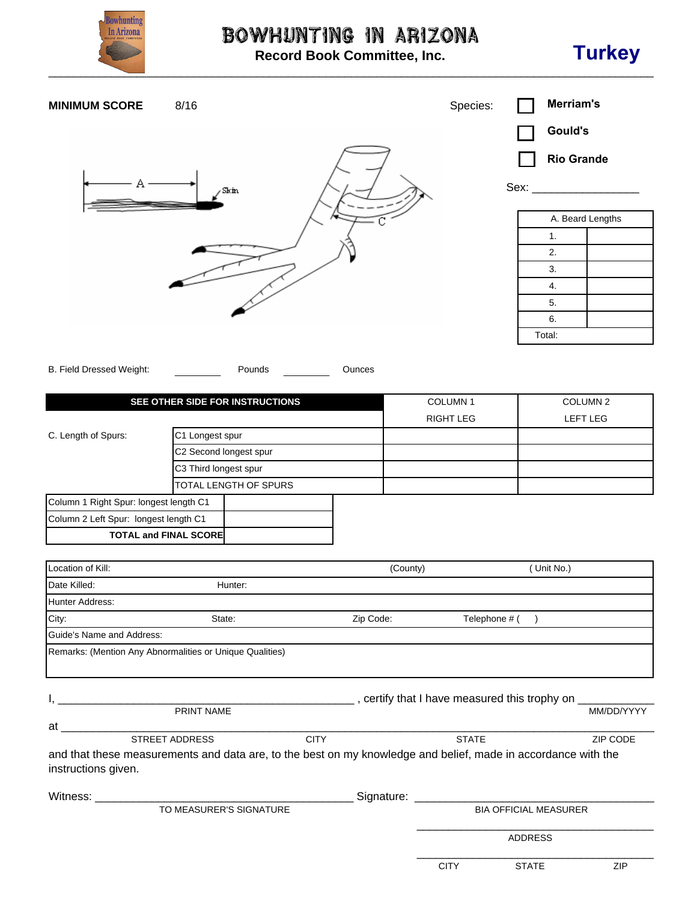# BOWHUNTING IN ARIZONA

**Record Book Committee, Inc.**

# Turkey

**MINIMUM SCORE** 8/16

Species: ☐ **Merriam's** ☐ **Gould's** ☐ **Rio Grande**

Sex: ________________

A Skin C

| A. Beard Lengths | |
|---|---|
| 1. | |
| 2. | |
| 3. | |
| 4. | |
| 5. | |
| 6. | |
| Total: | |

B. Field Dressed Weight: _________ Pounds _________ Ounces

| **SEE OTHER SIDE FOR INSTRUCTIONS** | | COLUMN 1 | COLUMN 2 |
|---|---|---|---|
| | | RIGHT LEG | LEFT LEG |
| C. Length of Spurs: | C1 Longest spur | | |
| | C2 Second longest spur | | |
| | C3 Third longest spur | | |
| | TOTAL LENGTH OF SPURS | | |

| | |
|---|---|
| Column 1 Right Spur: longest length C1 | |
| Column 2 Left Spur: longest length C1 | |
| **TOTAL and FINAL SCORE** | |

| | | | |
|---|---|---|---|
| Location of Kill: | | (County) | ( Unit No.) |
| Date Killed: | Hunter: | | |
| Hunter Address: | | | |
| City: | State: | Zip Code: | Telephone # ( ) |
| Guide's Name and Address: | | | |
| Remarks: (Mention Any Abnormalities or Unique Qualities) | | | |

I, ______________________________________________ , certify that I have measured this trophy on ___________
PRINT NAME MM/DD/YYYY

at ________________________________________________________________________________
STREET ADDRESS CITY STATE ZIP CODE

and that these measurements and data are, to the best on my knowledge and belief, made in accordance with the instructions given.

Witness: ______________________________________ Signature: ______________________________________
TO MEASURER'S SIGNATURE BIA OFFICIAL MEASURER

______________________________________
ADDRESS

______________________________________
CITY STATE ZIP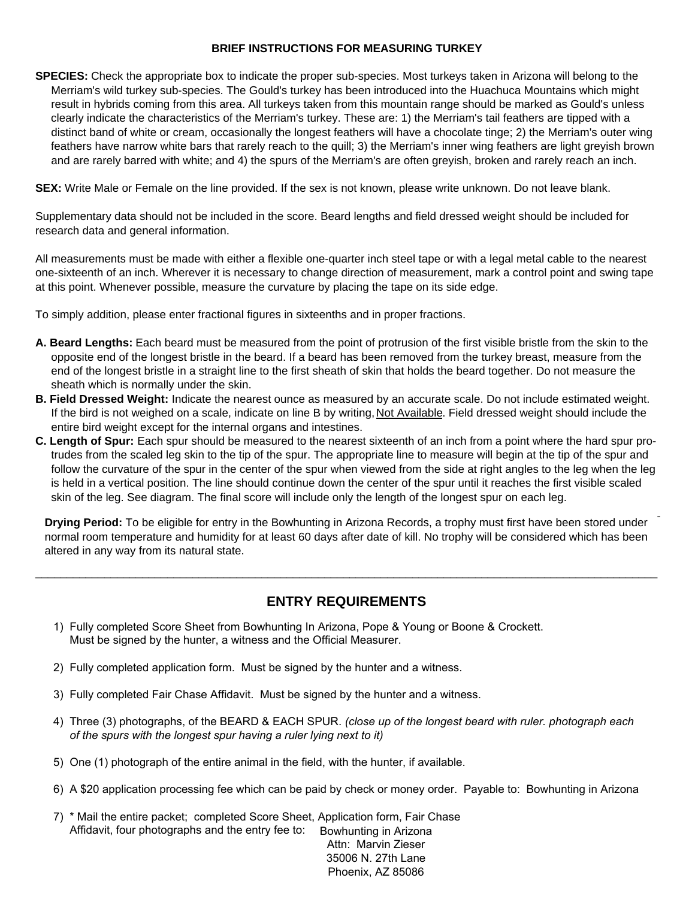### BRIEF INSTRUCTIONS FOR MEASURING TURKEY

**SPECIES:** Check the appropriate box to indicate the proper sub-species. Most turkeys taken in Arizona will belong to the Merriam's wild turkey sub-species. The Gould's turkey has been introduced into the Huachuca Mountains which might result in hybrids coming from this area. All turkeys taken from this mountain range should be marked as Gould's unless clearly indicate the characteristics of the Merriam's turkey. These are: 1) the Merriam's tail feathers are tipped with a distinct band of white or cream, occasionally the longest feathers will have a chocolate tinge; 2) the Merriam's outer wing feathers have narrow white bars that rarely reach to the quill; 3) the Merriam's inner wing feathers are light greyish brown and are rarely barred with white; and 4) the spurs of the Merriam's are often greyish, broken and rarely reach an inch.

**SEX:** Write Male or Female on the line provided. If the sex is not known, please write unknown. Do not leave blank.

Supplementary data should not be included in the score. Beard lengths and field dressed weight should be included for research data and general information.

All measurements must be made with either a flexible one-quarter inch steel tape or with a legal metal cable to the nearest one-sixteenth of an inch. Wherever it is necessary to change direction of measurement, mark a control point and swing tape at this point. Whenever possible, measure the curvature by placing the tape on its side edge.

To simply addition, please enter fractional figures in sixteenths and in proper fractions.

**A. Beard Lengths:** Each beard must be measured from the point of protrusion of the first visible bristle from the skin to the opposite end of the longest bristle in the beard. If a beard has been removed from the turkey breast, measure from the end of the longest bristle in a straight line to the first sheath of skin that holds the beard together. Do not measure the sheath which is normally under the skin.

**B. Field Dressed Weight:** Indicate the nearest ounce as measured by an accurate scale. Do not include estimated weight. If the bird is not weighed on a scale, indicate on line B by writing, Not Available. Field dressed weight should include the entire bird weight except for the internal organs and intestines.

**C. Length of Spur:** Each spur should be measured to the nearest sixteenth of an inch from a point where the hard spur protrudes from the scaled leg skin to the tip of the spur. The appropriate line to measure will begin at the tip of the spur and follow the curvature of the spur in the center of the spur when viewed from the side at right angles to the leg when the leg is held in a vertical position. The line should continue down the center of the spur until it reaches the first visible scaled skin of the leg. See diagram. The final score will include only the length of the longest spur on each leg.

**Drying Period:** To be eligible for entry in the Bowhunting in Arizona Records, a trophy must first have been stored under normal room temperature and humidity for at least 60 days after date of kill. No trophy will be considered which has been altered in any way from its natural state.

---

## ENTRY REQUIREMENTS

1) Fully completed Score Sheet from Bowhunting In Arizona, Pope & Young or Boone & Crockett. Must be signed by the hunter, a witness and the Official Measurer.

2) Fully completed application form. Must be signed by the hunter and a witness.

3) Fully completed Fair Chase Affidavit. Must be signed by the hunter and a witness.

4) Three (3) photographs, of the BEARD & EACH SPUR. *(close up of the longest beard with ruler. photograph each of the spurs with the longest spur having a ruler lying next to it)*

5) One (1) photograph of the entire animal in the field, with the hunter, if available.

6) A $20 application processing fee which can be paid by check or money order. Payable to: Bowhunting in Arizona

7) * Mail the entire packet; completed Score Sheet, Application form, Fair Chase Affidavit, four photographs and the entry fee to:

Bowhunting in Arizona
Attn: Marvin Zieser
35006 N. 27th Lane
Phoenix, AZ 85086